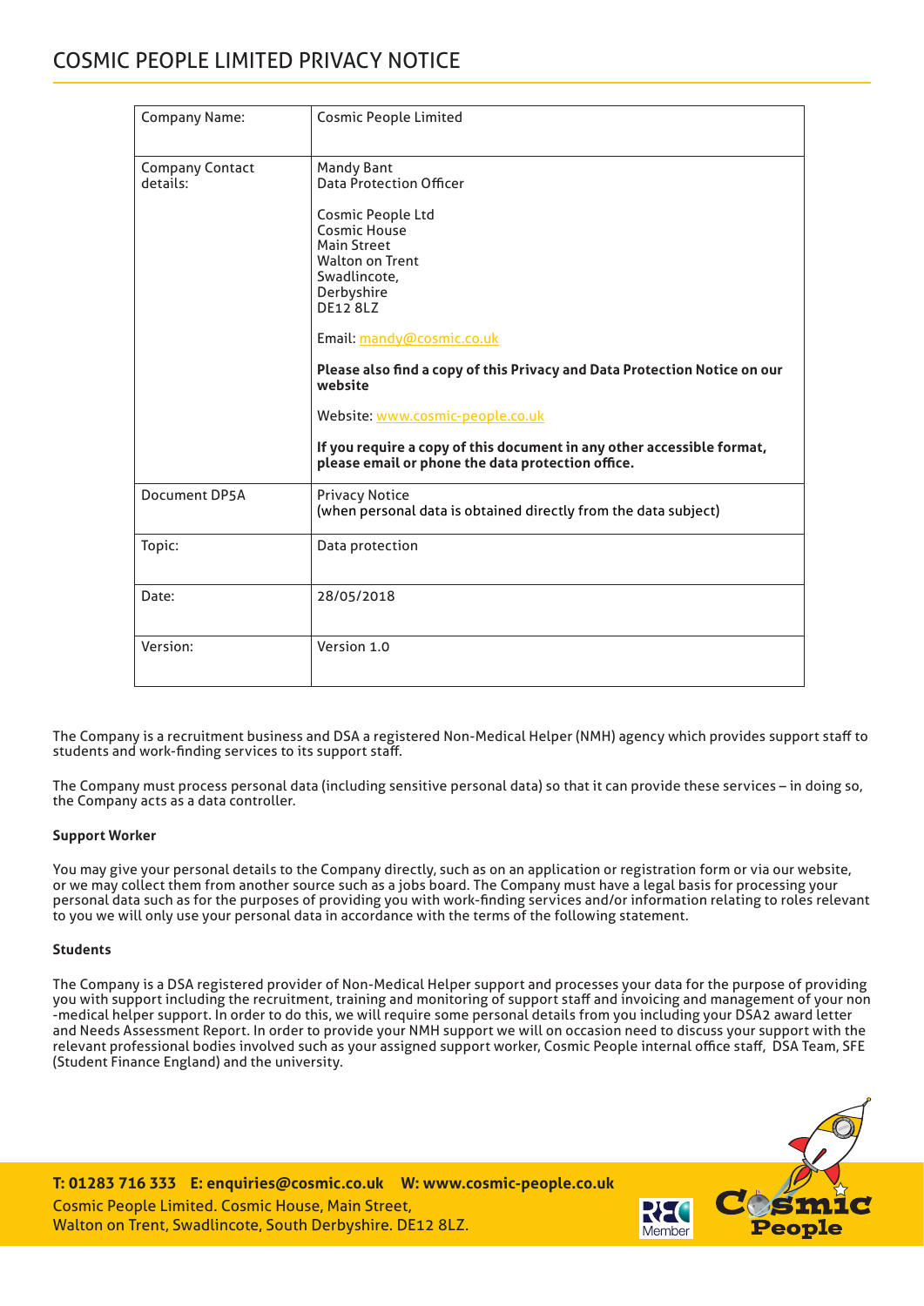# COSMIC PEOPLE LIMITED PRIVACY NOTICE

| Company Name: | Cosmic People Limited |
|---|---|
| Company Contact details: | Mandy Bant<br>Data Protection Officer<br><br>Cosmic People Ltd<br>Cosmic House<br>Main Street<br>Walton on Trent<br>Swadlincote,<br>Derbyshire<br>DE12 8LZ<br><br>Email: mandy@cosmic.co.uk<br><br>**Please also find a copy of this Privacy and Data Protection Notice on our website**<br><br>Website: www.cosmic-people.co.uk<br><br>**If you require a copy of this document in any other accessible format, please email or phone the data protection office.** |
| Document DP5A | Privacy Notice<br>(when personal data is obtained directly from the data subject) |
| Topic: | Data protection |
| Date: | 28/05/2018 |
| Version: | Version 1.0 |

The Company is a recruitment business and DSA a registered Non-Medical Helper (NMH) agency which provides support staff to students and work-finding services to its support staff.

The Company must process personal data (including sensitive personal data) so that it can provide these services – in doing so, the Company acts as a data controller.

**Support Worker**

You may give your personal details to the Company directly, such as on an application or registration form or via our website, or we may collect them from another source such as a jobs board. The Company must have a legal basis for processing your personal data such as for the purposes of providing you with work-finding services and/or information relating to roles relevant to you we will only use your personal data in accordance with the terms of the following statement.

**Students**

The Company is a DSA registered provider of Non-Medical Helper support and processes your data for the purpose of providing you with support including the recruitment, training and monitoring of support staff and invoicing and management of your non -medical helper support. In order to do this, we will require some personal details from you including your DSA2 award letter and Needs Assessment Report. In order to provide your NMH support we will on occasion need to discuss your support with the relevant professional bodies involved such as your assigned support worker, Cosmic People internal office staff, DSA Team, SFE (Student Finance England) and the university.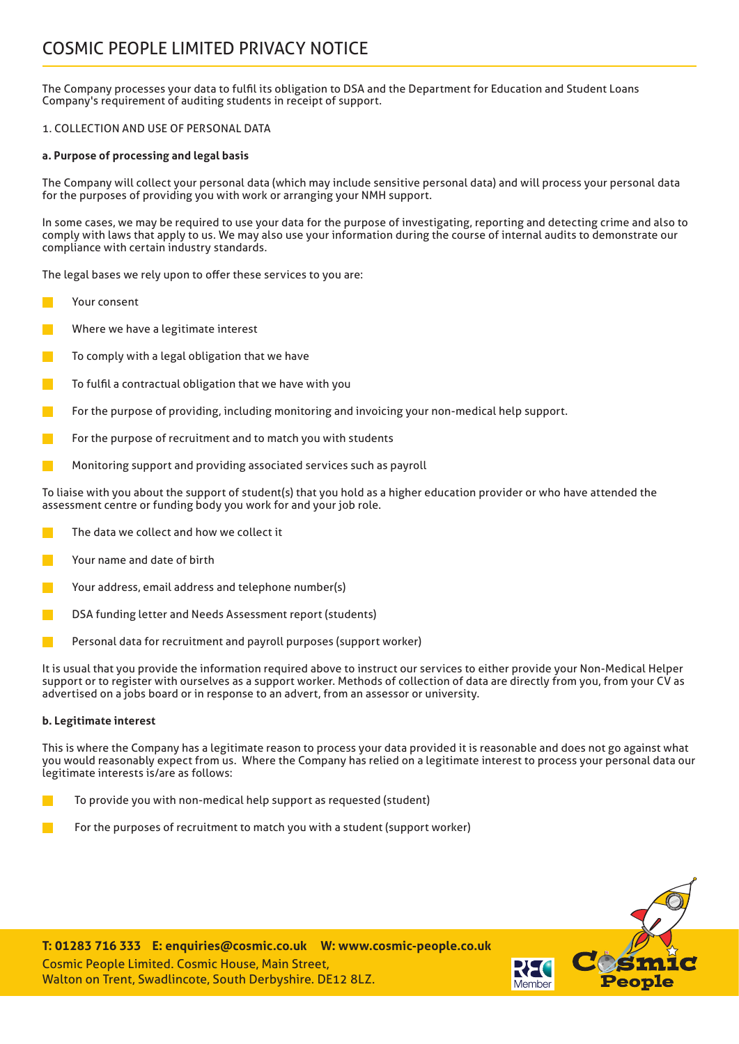# COSMIC PEOPLE LIMITED PRIVACY NOTICE

The Company processes your data to fulfil its obligation to DSA and the Department for Education and Student Loans Company's requirement of auditing students in receipt of support.

1. COLLECTION AND USE OF PERSONAL DATA

**a. Purpose of processing and legal basis**

The Company will collect your personal data (which may include sensitive personal data) and will process your personal data for the purposes of providing you with work or arranging your NMH support.

In some cases, we may be required to use your data for the purpose of investigating, reporting and detecting crime and also to comply with laws that apply to us. We may also use your information during the course of internal audits to demonstrate our compliance with certain industry standards.

The legal bases we rely upon to offer these services to you are:

- Your consent
- Where we have a legitimate interest
- To comply with a legal obligation that we have
- To fulfil a contractual obligation that we have with you
- For the purpose of providing, including monitoring and invoicing your non-medical help support.
- For the purpose of recruitment and to match you with students
- Monitoring support and providing associated services such as payroll

To liaise with you about the support of student(s) that you hold as a higher education provider or who have attended the assessment centre or funding body you work for and your job role.

- The data we collect and how we collect it
- Your name and date of birth
- Your address, email address and telephone number(s)
- DSA funding letter and Needs Assessment report (students)
- Personal data for recruitment and payroll purposes (support worker)

It is usual that you provide the information required above to instruct our services to either provide your Non-Medical Helper support or to register with ourselves as a support worker. Methods of collection of data are directly from you, from your CV as advertised on a jobs board or in response to an advert, from an assessor or university.

**b. Legitimate interest**

This is where the Company has a legitimate reason to process your data provided it is reasonable and does not go against what you would reasonably expect from us. Where the Company has relied on a legitimate interest to process your personal data our legitimate interests is/are as follows:

- To provide you with non-medical help support as requested (student)
- For the purposes of recruitment to match you with a student (support worker)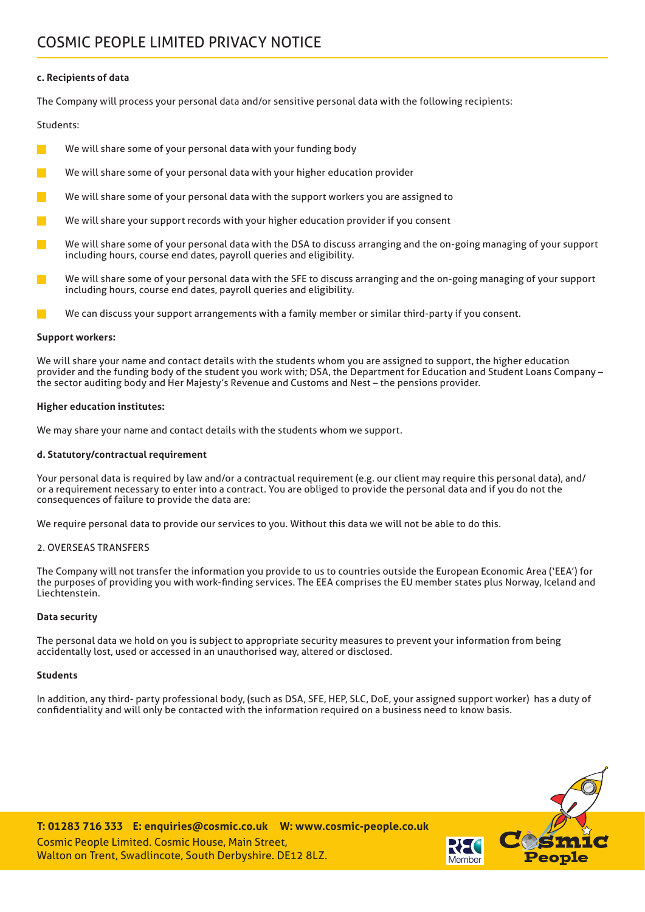**c. Recipients of data**

The Company will process your personal data and/or sensitive personal data with the following recipients:

Students:

- We will share some of your personal data with your funding body
- We will share some of your personal data with your higher education provider
- We will share some of your personal data with the support workers you are assigned to
- We will share your support records with your higher education provider if you consent
- We will share some of your personal data with the DSA to discuss arranging and the on-going managing of your support including hours, course end dates, payroll queries and eligibility.
- We will share some of your personal data with the SFE to discuss arranging and the on-going managing of your support including hours, course end dates, payroll queries and eligibility.
- We can discuss your support arrangements with a family member or similar third-party if you consent.

**Support workers:**

We will share your name and contact details with the students whom you are assigned to support, the higher education provider and the funding body of the student you work with; DSA, the Department for Education and Student Loans Company – the sector auditing body and Her Majesty's Revenue and Customs and Nest – the pensions provider.

**Higher education institutes:**

We may share your name and contact details with the students whom we support.

**d. Statutory/contractual requirement**

Your personal data is required by law and/or a contractual requirement (e.g. our client may require this personal data), and/or a requirement necessary to enter into a contract. You are obliged to provide the personal data and if you do not the consequences of failure to provide the data are:

We require personal data to provide our services to you. Without this data we will not be able to do this.

## 2. OVERSEAS TRANSFERS

The Company will not transfer the information you provide to us to countries outside the European Economic Area ('EEA') for the purposes of providing you with work-finding services. The EEA comprises the EU member states plus Norway, Iceland and Liechtenstein.

**Data security**

The personal data we hold on you is subject to appropriate security measures to prevent your information from being accidentally lost, used or accessed in an unauthorised way, altered or disclosed.

**Students**

In addition, any third- party professional body, (such as DSA, SFE, HEP, SLC, DoE, your assigned support worker) has a duty of confidentiality and will only be contacted with the information required on a business need to know basis.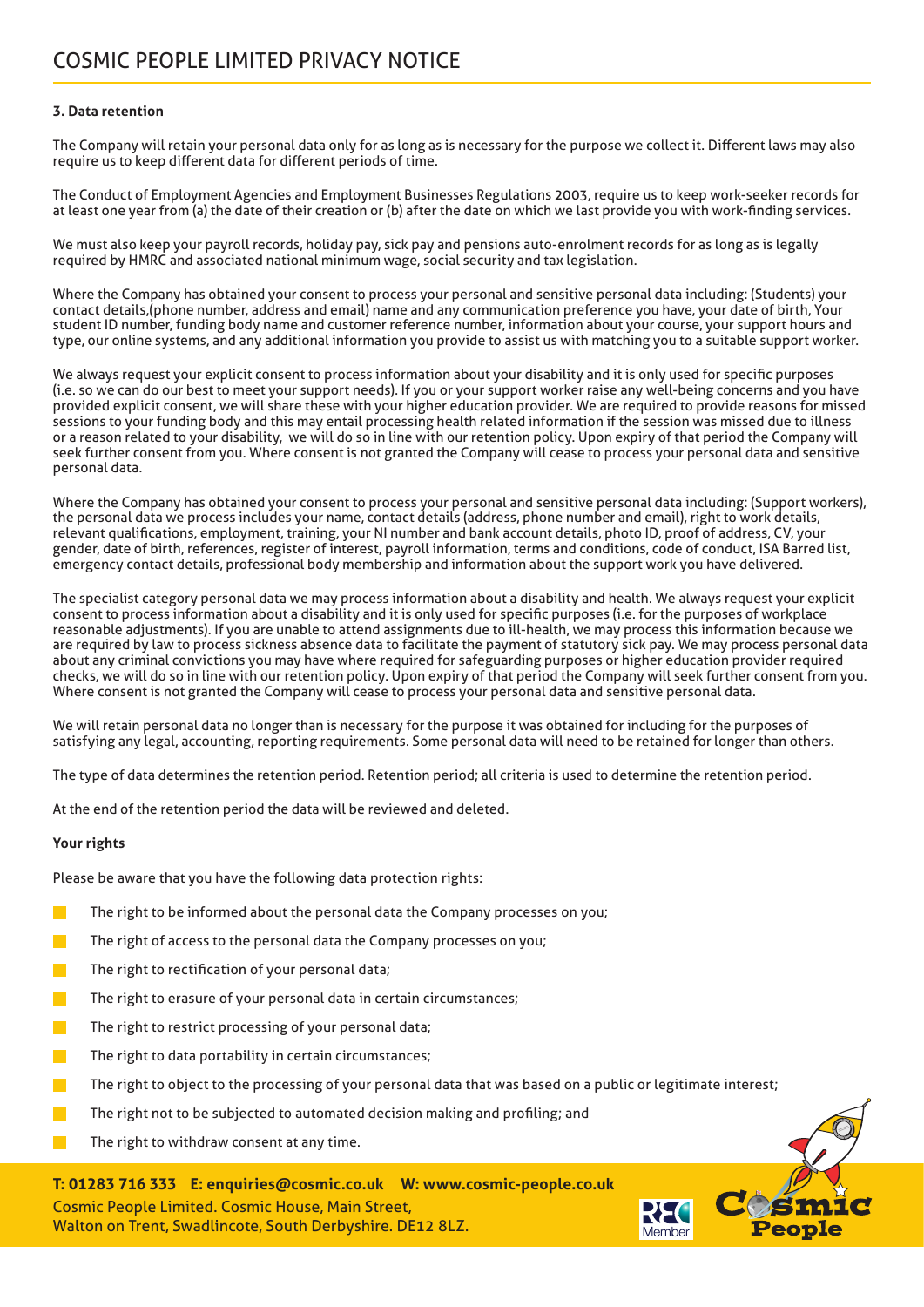### 3. Data retention

The Company will retain your personal data only for as long as is necessary for the purpose we collect it. Different laws may also require us to keep different data for different periods of time.

The Conduct of Employment Agencies and Employment Businesses Regulations 2003, require us to keep work-seeker records for at least one year from (a) the date of their creation or (b) after the date on which we last provide you with work-finding services.

We must also keep your payroll records, holiday pay, sick pay and pensions auto-enrolment records for as long as is legally required by HMRC and associated national minimum wage, social security and tax legislation.

Where the Company has obtained your consent to process your personal and sensitive personal data including: (Students) your contact details,(phone number, address and email) name and any communication preference you have, your date of birth, Your student ID number, funding body name and customer reference number, information about your course, your support hours and type, our online systems, and any additional information you provide to assist us with matching you to a suitable support worker.

We always request your explicit consent to process information about your disability and it is only used for specific purposes (i.e. so we can do our best to meet your support needs). If you or your support worker raise any well-being concerns and you have provided explicit consent, we will share these with your higher education provider. We are required to provide reasons for missed sessions to your funding body and this may entail processing health related information if the session was missed due to illness or a reason related to your disability, we will do so in line with our retention policy. Upon expiry of that period the Company will seek further consent from you. Where consent is not granted the Company will cease to process your personal data and sensitive personal data.

Where the Company has obtained your consent to process your personal and sensitive personal data including: (Support workers), the personal data we process includes your name, contact details (address, phone number and email), right to work details, relevant qualifications, employment, training, your NI number and bank account details, photo ID, proof of address, CV, your gender, date of birth, references, register of interest, payroll information, terms and conditions, code of conduct, ISA Barred list, emergency contact details, professional body membership and information about the support work you have delivered.

The specialist category personal data we may process information about a disability and health. We always request your explicit consent to process information about your disability and it is only used for specific purposes (i.e. for the purposes of workplace reasonable adjustments). If you are unable to attend assignments due to ill-health, we may process this information because we are required by law to process sickness absence data to facilitate the payment of statutory sick pay. We may process personal data about any criminal convictions you may have where required for safeguarding purposes or higher education provider required checks, we will do so in line with our retention policy. Upon expiry of that period the Company will seek further consent from you. Where consent is not granted the Company will cease to process your personal data and sensitive personal data.

We will retain personal data no longer than is necessary for the purpose it was obtained for including for the purposes of satisfying any legal, accounting, reporting requirements. Some personal data will need to be retained for longer than others.

The type of data determines the retention period. Retention period; all criteria is used to determine the retention period.

At the end of the retention period the data will be reviewed and deleted.

**Your rights**

Please be aware that you have the following data protection rights:

- The right to be informed about the personal data the Company processes on you;
- The right of access to the personal data the Company processes on you;
- The right to rectification of your personal data;
- The right to erasure of your personal data in certain circumstances;
- The right to restrict processing of your personal data;
- The right to data portability in certain circumstances;
- The right to object to the processing of your personal data that was based on a public or legitimate interest;
- The right not to be subjected to automated decision making and profiling; and
- The right to withdraw consent at any time.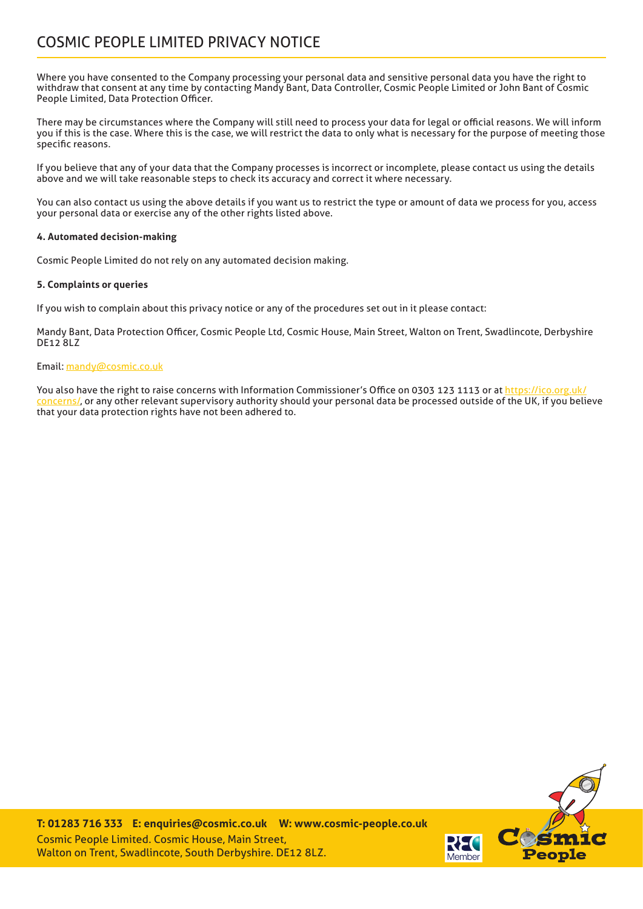Where you have consented to the Company processing your personal data and sensitive personal data you have the right to withdraw that consent at any time by contacting Mandy Bant, Data Controller, Cosmic People Limited or John Bant of Cosmic People Limited, Data Protection Officer.

There may be circumstances where the Company will still need to process your data for legal or official reasons. We will inform you if this is the case. Where this is the case, we will restrict the data to only what is necessary for the purpose of meeting those specific reasons.

If you believe that any of your data that the Company processes is incorrect or incomplete, please contact us using the details above and we will take reasonable steps to check its accuracy and correct it where necessary.

You can also contact us using the above details if you want us to restrict the type or amount of data we process for you, access your personal data or exercise any of the other rights listed above.

**4. Automated decision-making**

Cosmic People Limited do not rely on any automated decision making.

**5. Complaints or queries**

If you wish to complain about this privacy notice or any of the procedures set out in it please contact:

Mandy Bant, Data Protection Officer, Cosmic People Ltd, Cosmic House, Main Street, Walton on Trent, Swadlincote, Derbyshire DE12 8LZ

Email: mandy@cosmic.co.uk

You also have the right to raise concerns with Information Commissioner's Office on 0303 123 1113 or at https://ico.org.uk/concerns/, or any other relevant supervisory authority should your personal data be processed outside of the UK, if you believe that your data protection rights have not been adhered to.